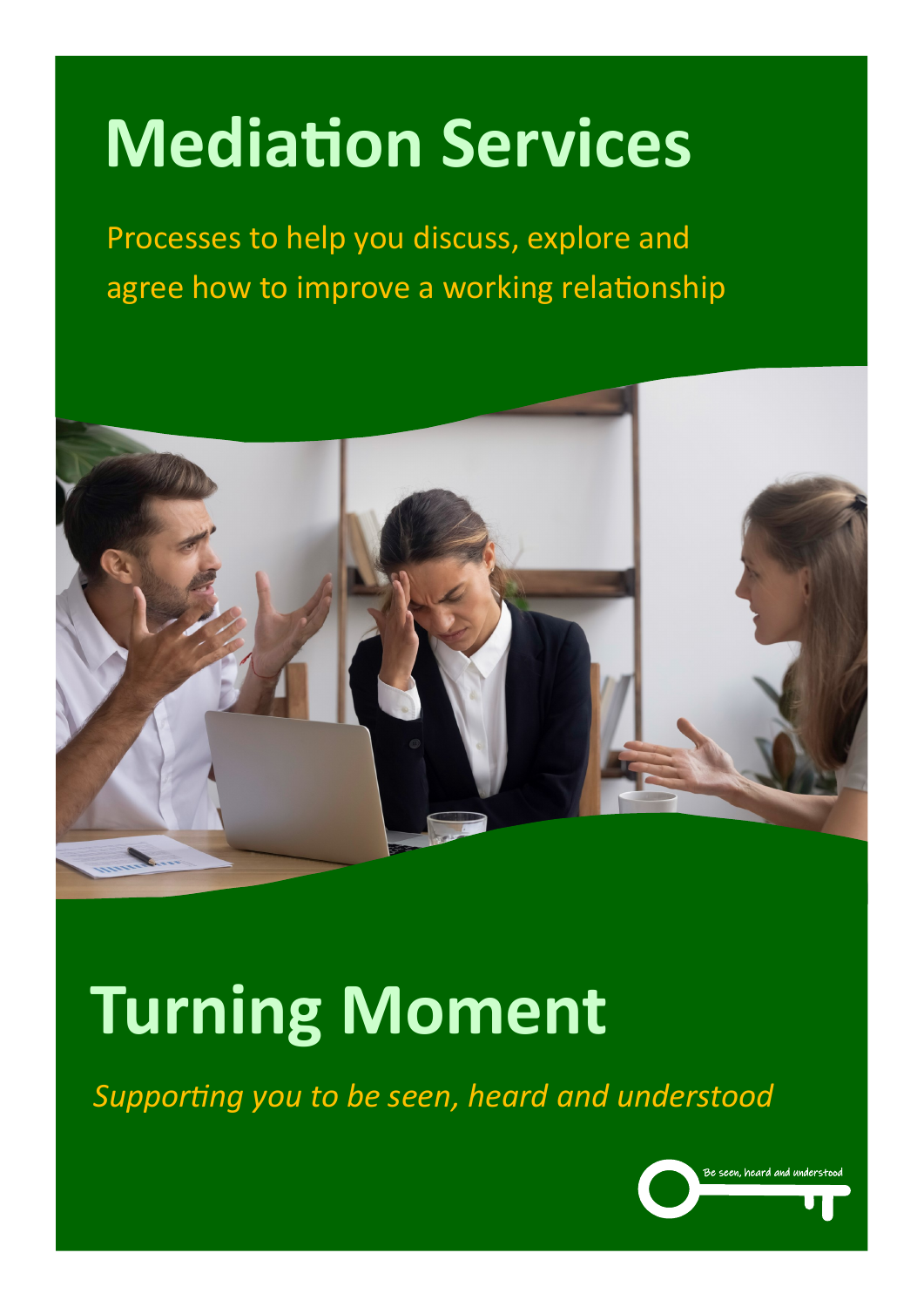# Mediation Services

Processes to help you discuss, explore and agree how to improve a working relationship

# Turning Moment

*Supporting you to be seen, heard and understood*

Be seen, heard and understood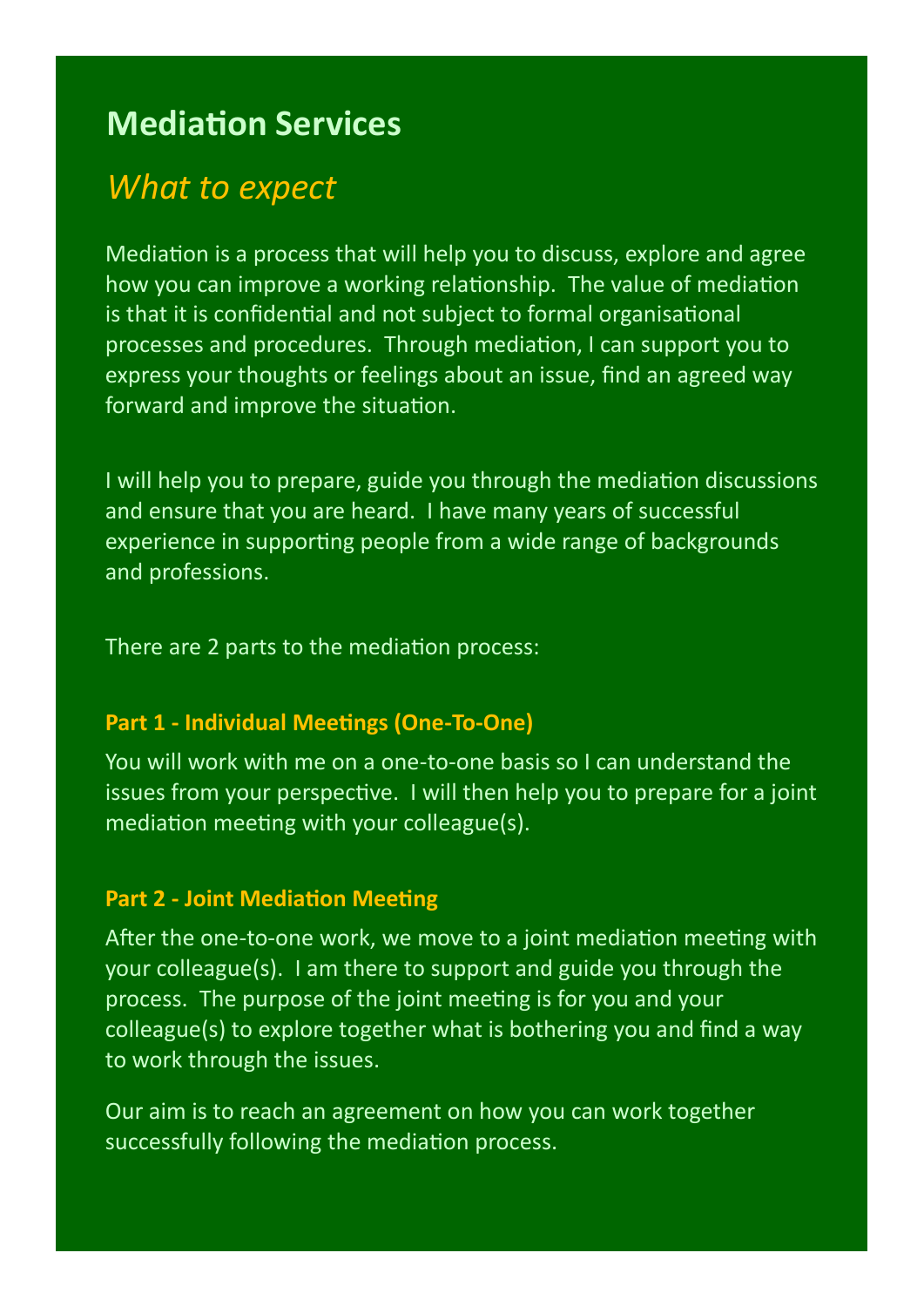# Mediation Services

## *What to expect*

Mediation is a process that will help you to discuss, explore and agree how you can improve a working relationship. The value of mediation is that it is confidential and not subject to formal organisational processes and procedures. Through mediation, I can support you to express your thoughts or feelings about an issue, find an agreed way forward and improve the situation.

I will help you to prepare, guide you through the mediation discussions and ensure that you are heard. I have many years of successful experience in supporting people from a wide range of backgrounds and professions.

There are 2 parts to the mediation process:

### Part 1 - Individual Meetings (One-To-One)

You will work with me on a one-to-one basis so I can understand the issues from your perspective. I will then help you to prepare for a joint mediation meeting with your colleague(s).

### Part 2 - Joint Mediation Meeting

After the one-to-one work, we move to a joint mediation meeting with your colleague(s). I am there to support and guide you through the process. The purpose of the joint meeting is for you and your colleague(s) to explore together what is bothering you and find a way to work through the issues.

Our aim is to reach an agreement on how you can work together successfully following the mediation process.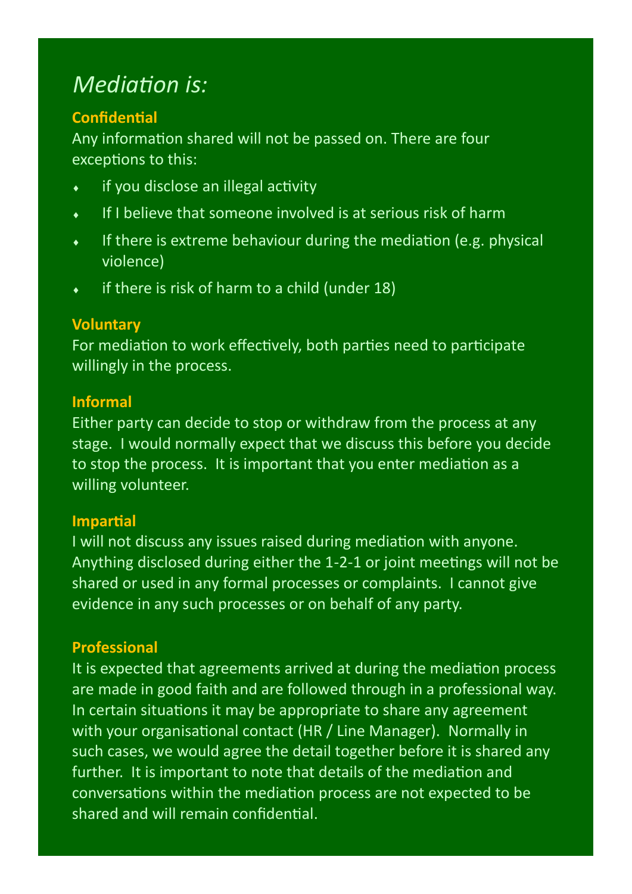# *Mediation is:*

### Confidential

Any information shared will not be passed on. There are four exceptions to this:

- if you disclose an illegal activity
- If I believe that someone involved is at serious risk of harm
- If there is extreme behaviour during the mediation (e.g. physical violence)
- if there is risk of harm to a child (under 18)

### Voluntary

For mediation to work effectively, both parties need to participate willingly in the process.

### Informal

Either party can decide to stop or withdraw from the process at any stage. I would normally expect that we discuss this before you decide to stop the process. It is important that you enter mediation as a willing volunteer.

### Impartial

I will not discuss any issues raised during mediation with anyone. Anything disclosed during either the 1-2-1 or joint meetings will not be shared or used in any formal processes or complaints. I cannot give evidence in any such processes or on behalf of any party.

### Professional

It is expected that agreements arrived at during the mediation process are made in good faith and are followed through in a professional way. In certain situations it may be appropriate to share any agreement with your organisational contact (HR / Line Manager). Normally in such cases, we would agree the detail together before it is shared any further. It is important to note that details of the mediation and conversations within the mediation process are not expected to be shared and will remain confidential.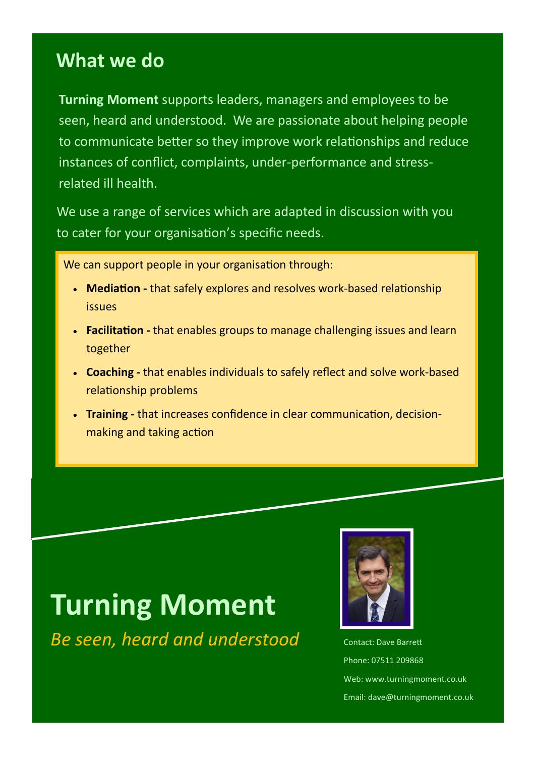## What we do

**Turning Moment** supports leaders, managers and employees to be seen, heard and understood. We are passionate about helping people to communicate better so they improve work relationships and reduce instances of conflict, complaints, under-performance and stress-related ill health.

We use a range of services which are adapted in discussion with you to cater for your organisation's specific needs.

We can support people in your organisation through:

- **Mediation -** that safely explores and resolves work-based relationship issues
- **Facilitation -** that enables groups to manage challenging issues and learn together
- **Coaching -** that enables individuals to safely reflect and solve work-based relationship problems
- **Training -** that increases confidence in clear communication, decision-making and taking action

# Turning Moment

*Be seen, heard and understood*

Contact: Dave Barrett

Phone: 07511 209868

Web: www.turningmoment.co.uk

Email: dave@turningmoment.co.uk